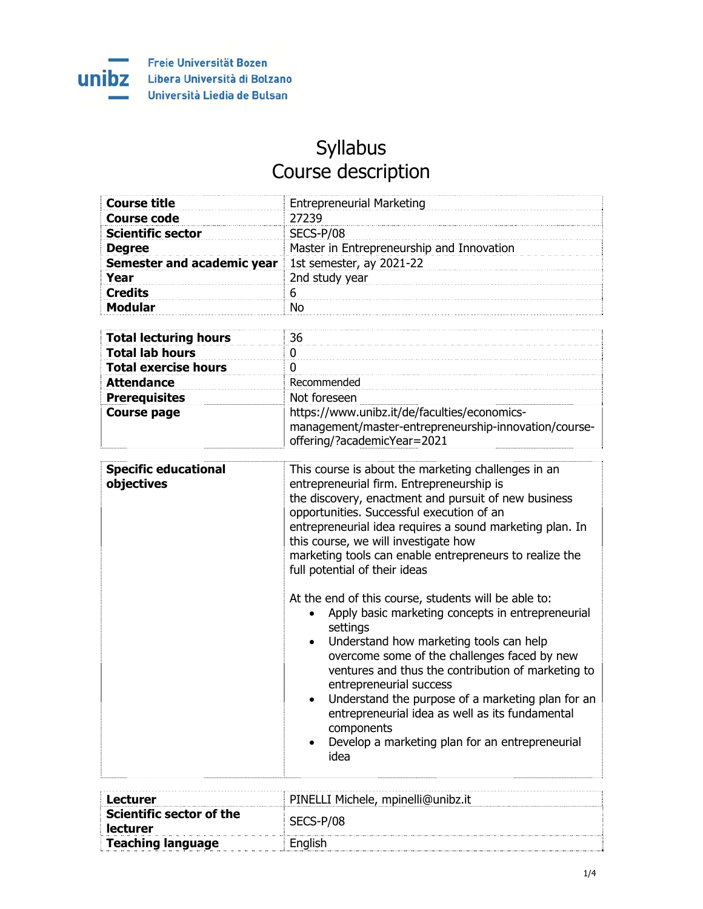Freie Universität Bozen
Libera Università di Bolzano
Università Liedia de Bulsan

# Syllabus
# Course description

| | |
|---|---|
| **Course title** | Entrepreneurial Marketing |
| **Course code** | 27239 |
| **Scientific sector** | SECS-P/08 |
| **Degree** | Master in Entrepreneurship and Innovation |
| **Semester and academic year** | 1st semester, ay 2021-22 |
| **Year** | 2nd study year |
| **Credits** | 6 |
| **Modular** | No |

| | |
|---|---|
| **Total lecturing hours** | 36 |
| **Total lab hours** | 0 |
| **Total exercise hours** | 0 |
| **Attendance** | Recommended |
| **Prerequisites** | Not foreseen |
| **Course page** | https://www.unibz.it/de/faculties/economics-management/master-entrepreneurship-innovation/course-offering/?academicYear=2021 |

| | |
|---|---|
| **Specific educational objectives** | This course is about the marketing challenges in an entrepreneurial firm. Entrepreneurship is the discovery, enactment and pursuit of new business opportunities. Successful execution of an entrepreneurial idea requires a sound marketing plan. In this course, we will investigate how marketing tools can enable entrepreneurs to realize the full potential of their ideas<br><br>At the end of this course, students will be able to:<br>• Apply basic marketing concepts in entrepreneurial settings<br>• Understand how marketing tools can help overcome some of the challenges faced by new ventures and thus the contribution of marketing to entrepreneurial success<br>• Understand the purpose of a marketing plan for an entrepreneurial idea as well as its fundamental components<br>• Develop a marketing plan for an entrepreneurial idea |

| | |
|---|---|
| **Lecturer** | PINELLI Michele, mpinelli@unibz.it |
| **Scientific sector of the lecturer** | SECS-P/08 |
| **Teaching language** | English |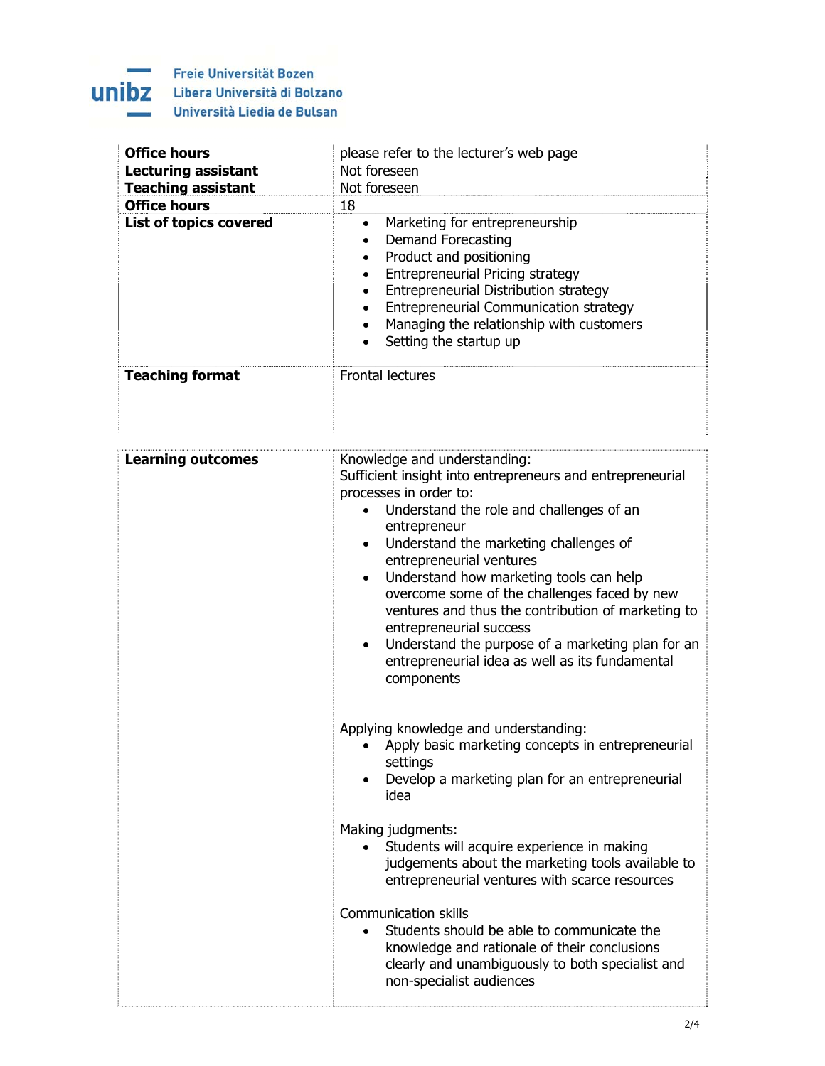| | |
|---|---|
| **Office hours** | please refer to the lecturer's web page |
| **Lecturing assistant** | Not foreseen |
| **Teaching assistant** | Not foreseen |
| **Office hours** | 18 |
| **List of topics covered** | • Marketing for entrepreneurship<br>• Demand Forecasting<br>• Product and positioning<br>• Entrepreneurial Pricing strategy<br>• Entrepreneurial Distribution strategy<br>• Entrepreneurial Communication strategy<br>• Managing the relationship with customers<br>• Setting the startup up |
| **Teaching format** | Frontal lectures |

| | |
|---|---|
| **Learning outcomes** | Knowledge and understanding:<br>Sufficient insight into entrepreneurs and entrepreneurial processes in order to:<br>• Understand the role and challenges of an entrepreneur<br>• Understand the marketing challenges of entrepreneurial ventures<br>• Understand how marketing tools can help overcome some of the challenges faced by new ventures and thus the contribution of marketing to entrepreneurial success<br>• Understand the purpose of a marketing plan for an entrepreneurial idea as well as its fundamental components<br><br>Applying knowledge and understanding:<br>• Apply basic marketing concepts in entrepreneurial settings<br>• Develop a marketing plan for an entrepreneurial idea<br><br>Making judgments:<br>• Students will acquire experience in making judgements about the marketing tools available to entrepreneurial ventures with scarce resources<br><br>Communication skills<br>• Students should be able to communicate the knowledge and rationale of their conclusions clearly and unambiguously to both specialist and non-specialist audiences |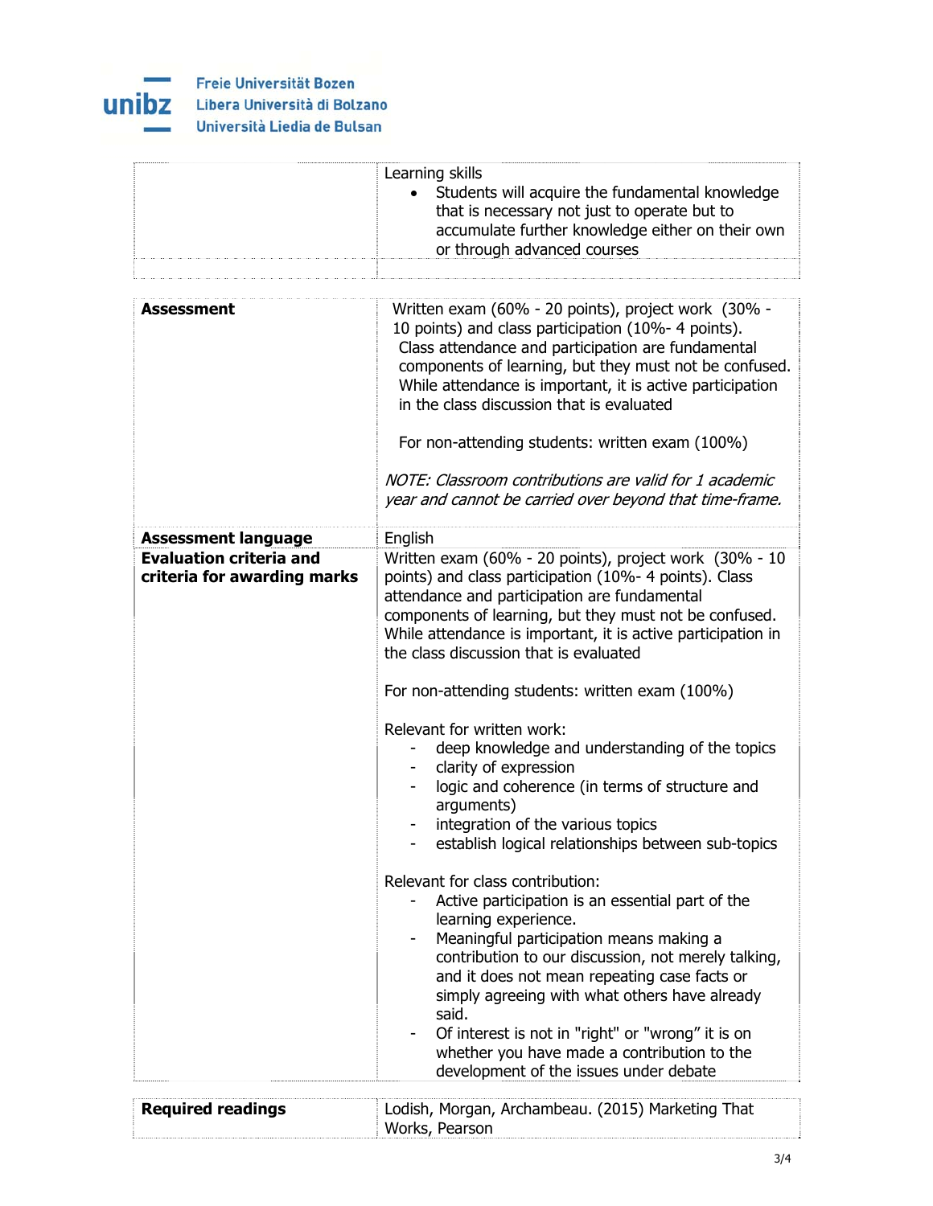| | |
|---|---|
| | Learning skills<br>• Students will acquire the fundamental knowledge that is necessary not just to operate but to accumulate further knowledge either on their own or through advanced courses |
| | |

| | |
|---|---|
| **Assessment** | Written exam (60% - 20 points), project work (30% - 10 points) and class participation (10%- 4 points). Class attendance and participation are fundamental components of learning, but they must not be confused. While attendance is important, it is active participation in the class discussion that is evaluated<br><br>For non-attending students: written exam (100%)<br><br>*NOTE: Classroom contributions are valid for 1 academic year and cannot be carried over beyond that time-frame.* |
| **Assessment language** | English |
| **Evaluation criteria and criteria for awarding marks** | Written exam (60% - 20 points), project work (30% - 10 points) and class participation (10%- 4 points). Class attendance and participation are fundamental components of learning, but they must not be confused. While attendance is important, it is active participation in the class discussion that is evaluated<br><br>For non-attending students: written exam (100%)<br><br>Relevant for written work:<br>- deep knowledge and understanding of the topics<br>- clarity of expression<br>- logic and coherence (in terms of structure and arguments)<br>- integration of the various topics<br>- establish logical relationships between sub-topics<br><br>Relevant for class contribution:<br>- Active participation is an essential part of the learning experience.<br>- Meaningful participation means making a contribution to our discussion, not merely talking, and it does not mean repeating case facts or simply agreeing with what others have already said.<br>- Of interest is not in "right" or "wrong" it is on whether you have made a contribution to the development of the issues under debate |

| | |
|---|---|
| **Required readings** | Lodish, Morgan, Archambeau. (2015) Marketing That Works, Pearson |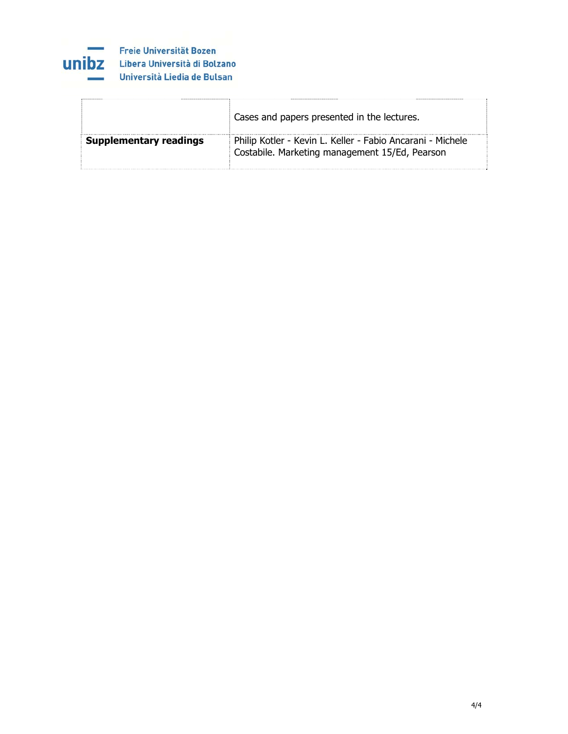| | |
|---|---|
| | Cases and papers presented in the lectures. |
| **Supplementary readings** | Philip Kotler - Kevin L. Keller - Fabio Ancarani - Michele Costabile. Marketing management 15/Ed, Pearson |